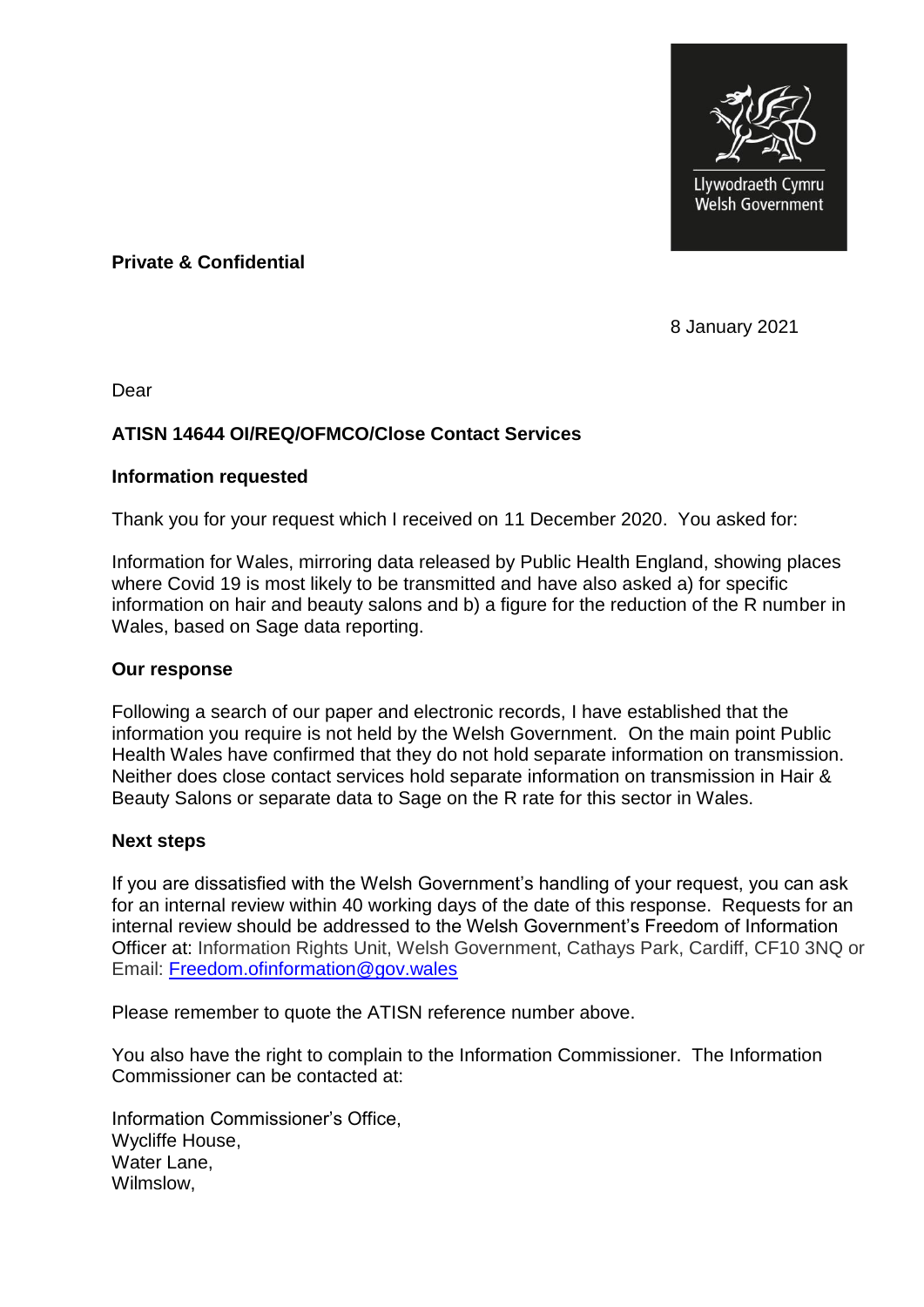Llywodraeth Cymru
Welsh Government

**Private & Confidential**

8 January 2021

Dear

**ATISN 14644 OI/REQ/OFMCO/Close Contact Services**

**Information requested**

Thank you for your request which I received on 11 December 2020. You asked for:

Information for Wales, mirroring data released by Public Health England, showing places where Covid 19 is most likely to be transmitted and have also asked a) for specific information on hair and beauty salons and b) a figure for the reduction of the R number in Wales, based on Sage data reporting.

**Our response**

Following a search of our paper and electronic records, I have established that the information you require is not held by the Welsh Government. On the main point Public Health Wales have confirmed that they do not hold separate information on transmission. Neither does close contact services hold separate information on transmission in Hair & Beauty Salons or separate data to Sage on the R rate for this sector in Wales.

**Next steps**

If you are dissatisfied with the Welsh Government's handling of your request, you can ask for an internal review within 40 working days of the date of this response. Requests for an internal review should be addressed to the Welsh Government's Freedom of Information Officer at: Information Rights Unit, Welsh Government, Cathays Park, Cardiff, CF10 3NQ or Email: [Freedom.ofinformation@gov.wales](mailto:Freedom.ofinformation@gov.wales)

Please remember to quote the ATISN reference number above.

You also have the right to complain to the Information Commissioner. The Information Commissioner can be contacted at:

Information Commissioner's Office,
Wycliffe House,
Water Lane,
Wilmslow,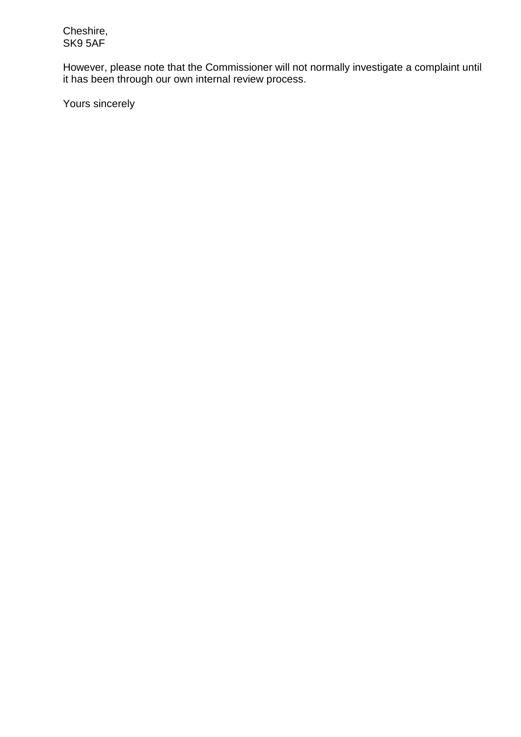Cheshire,
SK9 5AF

However, please note that the Commissioner will not normally investigate a complaint until it has been through our own internal review process.

Yours sincerely